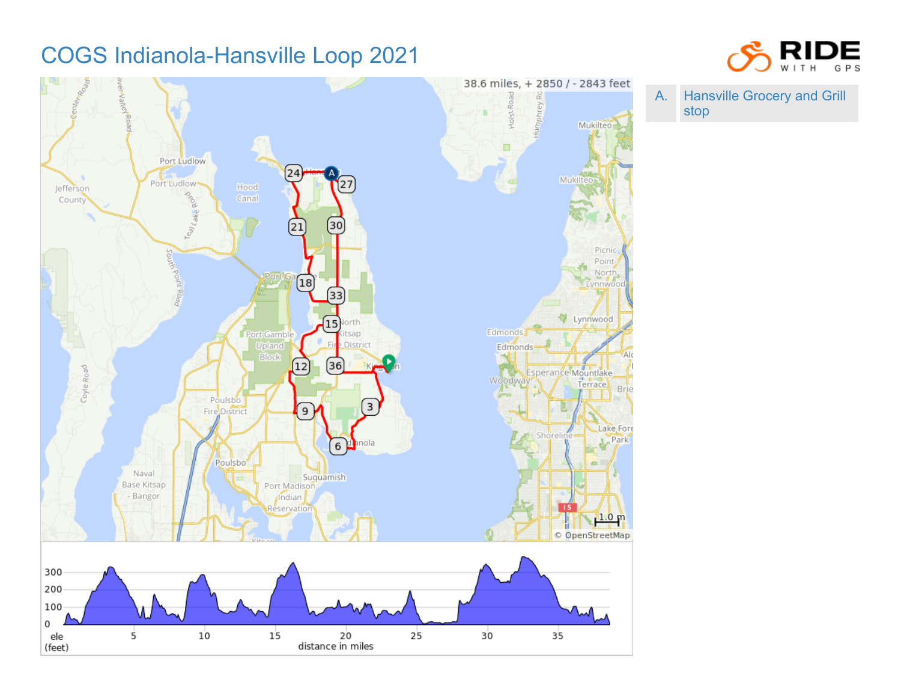# COGS Indianola-Hansville Loop 2021

38.6 miles, + 2850 / - 2843 feet

| | |
|---|---|
| A. | Hansville Grocery and Grill stop |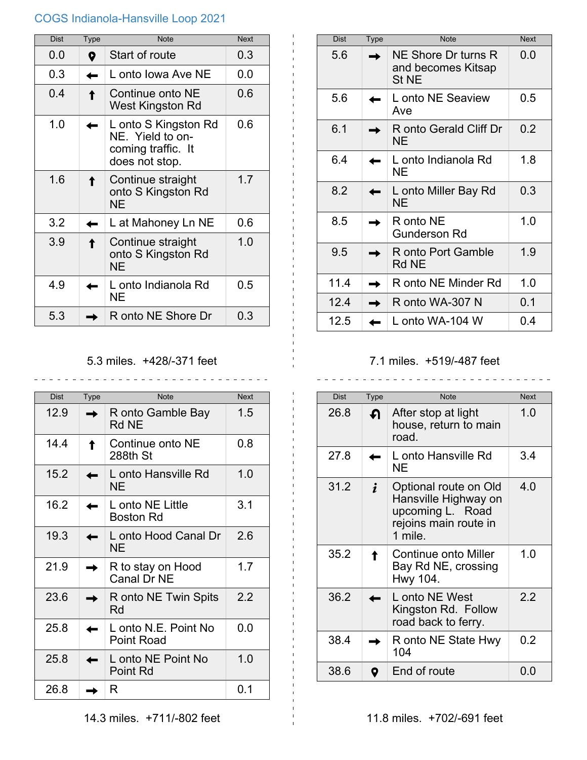COGS Indianola-Hansville Loop 2021

| Dist | Type | Note | Next |
| --- | --- | --- | --- |
| 0.0 | 📍 | Start of route | 0.3 |
| 0.3 | ← | L onto Iowa Ave NE | 0.0 |
| 0.4 | ↑ | Continue onto NE West Kingston Rd | 0.6 |
| 1.0 | ← | L onto S Kingston Rd NE. Yield to on-coming traffic. It does not stop. | 0.6 |
| 1.6 | ↑ | Continue straight onto S Kingston Rd NE | 1.7 |
| 3.2 | ← | L at Mahoney Ln NE | 0.6 |
| 3.9 | ↑ | Continue straight onto S Kingston Rd NE | 1.0 |
| 4.9 | ← | L onto Indianola Rd NE | 0.5 |
| 5.3 | → | R onto NE Shore Dr | 0.3 |

5.3 miles. +428/-371 feet

| Dist | Type | Note | Next |
| --- | --- | --- | --- |
| 5.6 | → | NE Shore Dr turns R and becomes Kitsap St NE | 0.0 |
| 5.6 | ← | L onto NE Seaview Ave | 0.5 |
| 6.1 | → | R onto Gerald Cliff Dr NE | 0.2 |
| 6.4 | ← | L onto Indianola Rd NE | 1.8 |
| 8.2 | ← | L onto Miller Bay Rd NE | 0.3 |
| 8.5 | → | R onto NE Gunderson Rd | 1.0 |
| 9.5 | → | R onto Port Gamble Rd NE | 1.9 |
| 11.4 | → | R onto NE Minder Rd | 1.0 |
| 12.4 | → | R onto WA-307 N | 0.1 |
| 12.5 | ← | L onto WA-104 W | 0.4 |

7.1 miles. +519/-487 feet

| Dist | Type | Note | Next |
| --- | --- | --- | --- |
| 12.9 | → | R onto Gamble Bay Rd NE | 1.5 |
| 14.4 | ↑ | Continue onto NE 288th St | 0.8 |
| 15.2 | ← | L onto Hansville Rd NE | 1.0 |
| 16.2 | ← | L onto NE Little Boston Rd | 3.1 |
| 19.3 | ← | L onto Hood Canal Dr NE | 2.6 |
| 21.9 | → | R to stay on Hood Canal Dr NE | 1.7 |
| 23.6 | → | R onto NE Twin Spits Rd | 2.2 |
| 25.8 | ← | L onto N.E. Point No Point Road | 0.0 |
| 25.8 | ← | L onto NE Point No Point Rd | 1.0 |
| 26.8 | → | R | 0.1 |

14.3 miles. +711/-802 feet

| Dist | Type | Note | Next |
| --- | --- | --- | --- |
| 26.8 | ↶ | After stop at light house, return to main road. | 1.0 |
| 27.8 | ← | L onto Hansville Rd NE | 3.4 |
| 31.2 | i | Optional route on Old Hansville Highway on upcoming L. Road rejoins main route in 1 mile. | 4.0 |
| 35.2 | ↑ | Continue onto Miller Bay Rd NE, crossing Hwy 104. | 1.0 |
| 36.2 | ← | L onto NE West Kingston Rd. Follow road back to ferry. | 2.2 |
| 38.4 | → | R onto NE State Hwy 104 | 0.2 |
| 38.6 | 📍 | End of route | 0.0 |

11.8 miles. +702/-691 feet